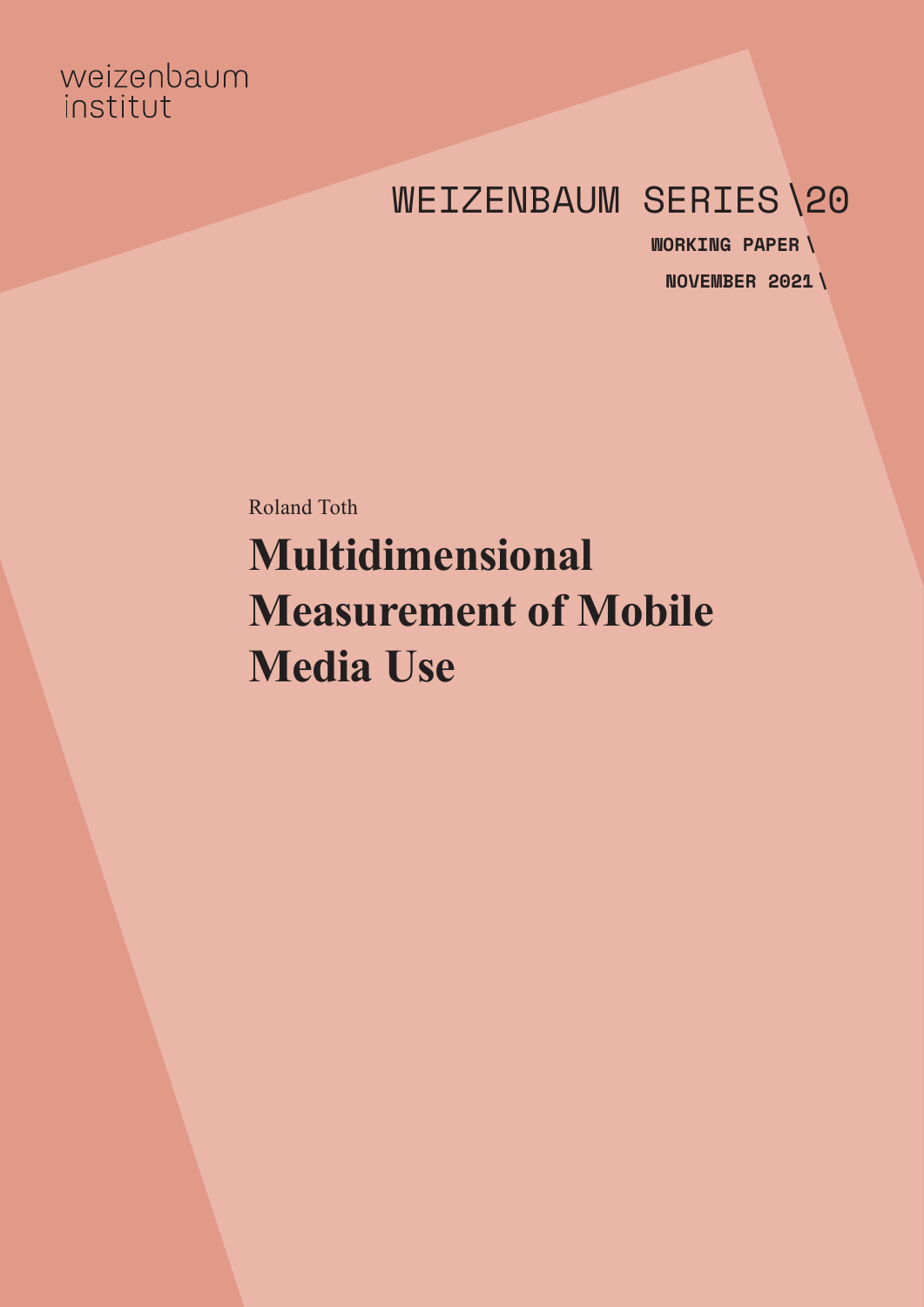weizenbaum institut

WEIZENBAUM SERIES \20

**WORKING PAPER \**

**NOVEMBER 2021 \**

Roland Toth

# Multidimensional Measurement of Mobile Media Use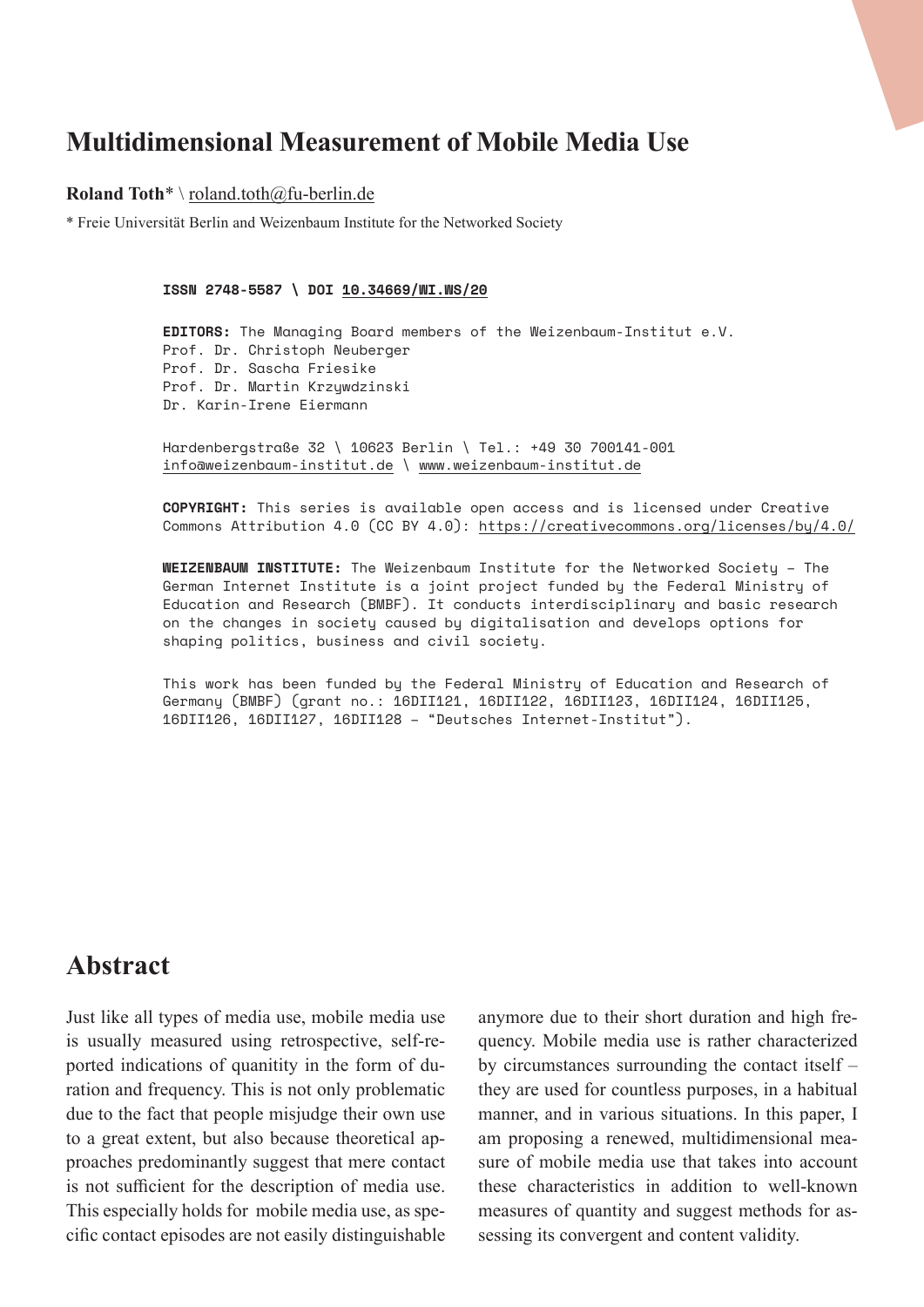# Multidimensional Measurement of Mobile Media Use

**Roland Toth*** \ roland.toth@fu-berlin.de

* Freie Universität Berlin and Weizenbaum Institute for the Networked Society

**ISSN 2748-5587 \ DOI 10.34669/WI.WS/20**

**EDITORS:** The Managing Board members of the Weizenbaum-Institut e.V.
Prof. Dr. Christoph Neuberger
Prof. Dr. Sascha Friesike
Prof. Dr. Martin Krzywdzinski
Dr. Karin-Irene Eiermann

Hardenbergstraße 32 \ 10623 Berlin \ Tel.: +49 30 700141-001
info@weizenbaum-institut.de \ www.weizenbaum-institut.de

**COPYRIGHT:** This series is available open access and is licensed under Creative Commons Attribution 4.0 (CC BY 4.0): https://creativecommons.org/licenses/by/4.0/

**WEIZENBAUM INSTITUTE:** The Weizenbaum Institute for the Networked Society – The German Internet Institute is a joint project funded by the Federal Ministry of Education and Research (BMBF). It conducts interdisciplinary and basic research on the changes in society caused by digitalisation and develops options for shaping politics, business and civil society.

This work has been funded by the Federal Ministry of Education and Research of Germany (BMBF) (grant no.: 16DII121, 16DII122, 16DII123, 16DII124, 16DII125, 16DII126, 16DII127, 16DII128 – "Deutsches Internet-Institut").

## Abstract

Just like all types of media use, mobile media use is usually measured using retrospective, self-reported indications of quanitity in the form of duration and frequency. This is not only problematic due to the fact that people misjudge their own use to a great extent, but also because theoretical approaches predominantly suggest that mere contact is not sufficient for the description of media use. This especially holds for mobile media use, as specific contact episodes are not easily distinguishable anymore due to their short duration and high frequency. Mobile media use is rather characterized by circumstances surrounding the contact itself – they are used for countless purposes, in a habitual manner, and in various situations. In this paper, I am proposing a renewed, multidimensional measure of mobile media use that takes into account these characteristics in addition to well-known measures of quantity and suggest methods for assessing its convergent and content validity.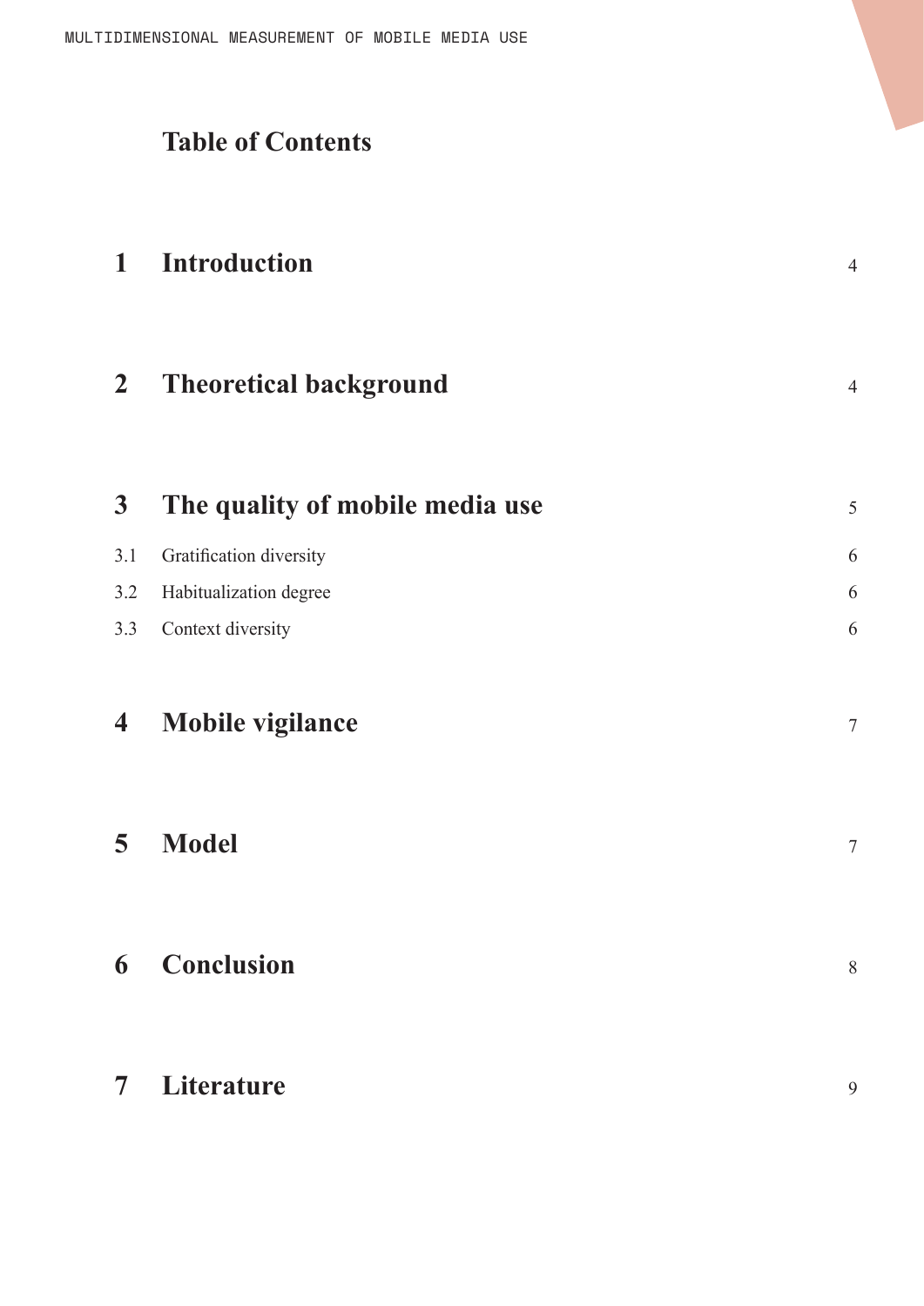# Table of Contents

| | | |
|---|---|---|
| **1** | **Introduction** | 4 |
| **2** | **Theoretical background** | 4 |
| **3** | **The quality of mobile media use** | 5 |
| 3.1 | Gratification diversity | 6 |
| 3.2 | Habitualization degree | 6 |
| 3.3 | Context diversity | 6 |
| **4** | **Mobile vigilance** | 7 |
| **5** | **Model** | 7 |
| **6** | **Conclusion** | 8 |
| **7** | **Literature** | 9 |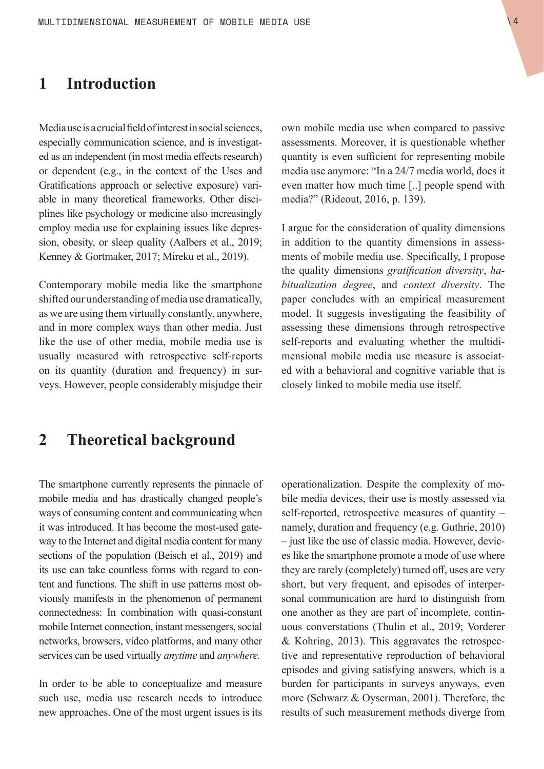# 1 Introduction

Media use is a crucial field of interest in social sciences, especially communication science, and is investigated as an independent (in most media effects research) or dependent (e.g., in the context of the Uses and Gratifications approach or selective exposure) variable in many theoretical frameworks. Other disciplines like psychology or medicine also increasingly employ media use for explaining issues like depression, obesity, or sleep quality (Aalbers et al., 2019; Kenney & Gortmaker, 2017; Mireku et al., 2019).

Contemporary mobile media like the smartphone shifted our understanding of media use dramatically, as we are using them virtually constantly, anywhere, and in more complex ways than other media. Just like the use of other media, mobile media use is usually measured with retrospective self-reports on its quantity (duration and frequency) in surveys. However, people considerably misjudge their own mobile media use when compared to passive assessments. Moreover, it is questionable whether quantity is even sufficient for representing mobile media use anymore: "In a 24/7 media world, does it even matter how much time [..] people spend with media?" (Rideout, 2016, p. 139).

I argue for the consideration of quality dimensions in addition to the quantity dimensions in assessments of mobile media use. Specifically, I propose the quality dimensions *gratification diversity*, *habitualization degree*, and *context diversity*. The paper concludes with an empirical measurement model. It suggests investigating the feasibility of assessing these dimensions through retrospective self-reports and evaluating whether the multidimensional mobile media use measure is associated with a behavioral and cognitive variable that is closely linked to mobile media use itself.

# 2 Theoretical background

The smartphone currently represents the pinnacle of mobile media and has drastically changed people's ways of consuming content and communicating when it was introduced. It has become the most-used gateway to the Internet and digital media content for many sections of the population (Beisch et al., 2019) and its use can take countless forms with regard to content and functions. The shift in use patterns most obviously manifests in the phenomenon of permanent connectedness: In combination with quasi-constant mobile Internet connection, instant messengers, social networks, browsers, video platforms, and many other services can be used virtually *anytime* and *anywhere.*

In order to be able to conceptualize and measure such use, media use research needs to introduce new approaches. One of the most urgent issues is its operationalization. Despite the complexity of mobile media devices, their use is mostly assessed via self-reported, retrospective measures of quantity – namely, duration and frequency (e.g. Guthrie, 2010) – just like the use of classic media. However, devices like the smartphone promote a mode of use where they are rarely (completely) turned off, uses are very short, but very frequent, and episodes of interpersonal communication are hard to distinguish from one another as they are part of incomplete, continuous converstations (Thulin et al., 2019; Vorderer & Kohring, 2013). This aggravates the retrospective and representative reproduction of behavioral episodes and giving satisfying answers, which is a burden for participants in surveys anyways, even more (Schwarz & Oyserman, 2001). Therefore, the results of such measurement methods diverge from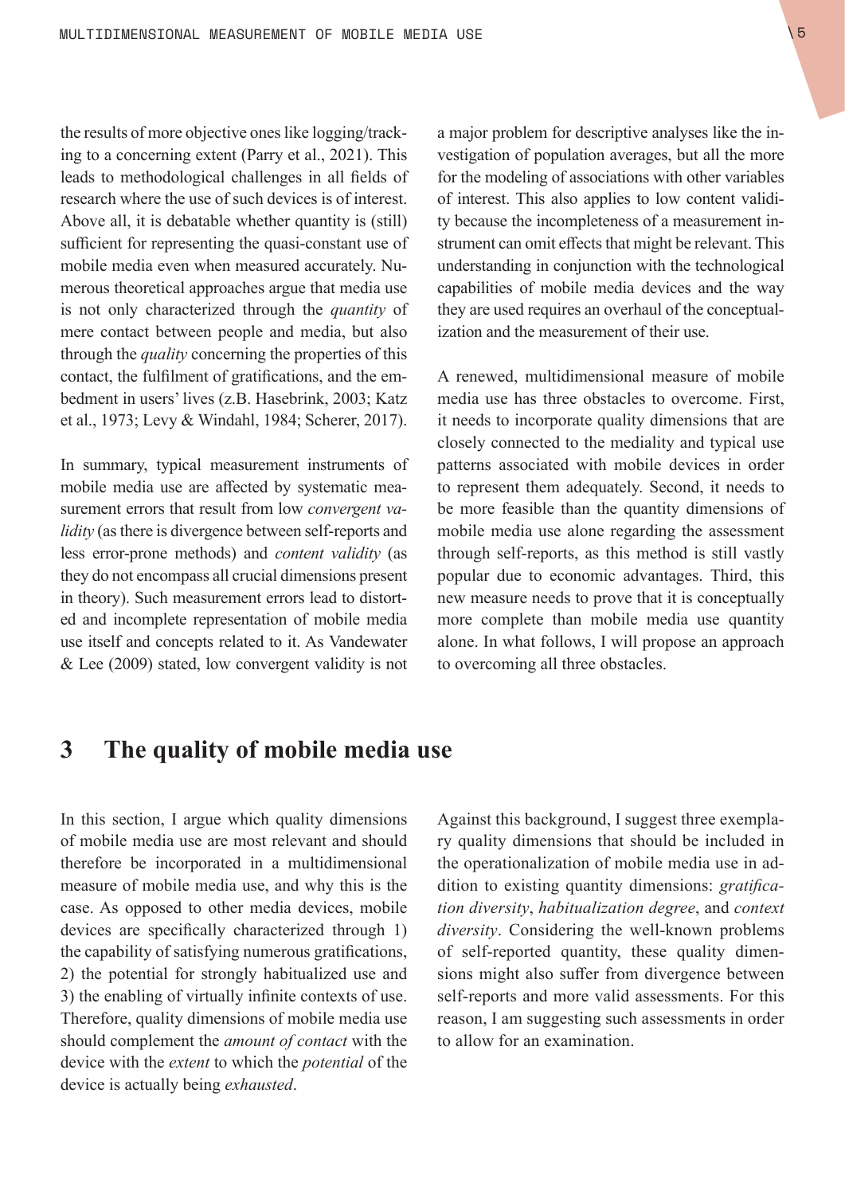the results of more objective ones like logging/tracking to a concerning extent (Parry et al., 2021). This leads to methodological challenges in all fields of research where the use of such devices is of interest. Above all, it is debatable whether quantity is (still) sufficient for representing the quasi-constant use of mobile media even when measured accurately. Numerous theoretical approaches argue that media use is not only characterized through the *quantity* of mere contact between people and media, but also through the *quality* concerning the properties of this contact, the fulfilment of gratifications, and the embedment in users' lives (z.B. Hasebrink, 2003; Katz et al., 1973; Levy & Windahl, 1984; Scherer, 2017).

In summary, typical measurement instruments of mobile media use are affected by systematic measurement errors that result from low *convergent validity* (as there is divergence between self-reports and less error-prone methods) and *content validity* (as they do not encompass all crucial dimensions present in theory). Such measurement errors lead to distorted and incomplete representation of mobile media use itself and concepts related to it. As Vandewater & Lee (2009) stated, low convergent validity is not a major problem for descriptive analyses like the investigation of population averages, but all the more for the modeling of associations with other variables of interest. This also applies to low content validity because the incompleteness of a measurement instrument can omit effects that might be relevant. This understanding in conjunction with the technological capabilities of mobile media devices and the way they are used requires an overhaul of the conceptualization and the measurement of their use.

A renewed, multidimensional measure of mobile media use has three obstacles to overcome. First, it needs to incorporate quality dimensions that are closely connected to the mediality and typical use patterns associated with mobile devices in order to represent them adequately. Second, it needs to be more feasible than the quantity dimensions of mobile media use alone regarding the assessment through self-reports, as this method is still vastly popular due to economic advantages. Third, this new measure needs to prove that it is conceptually more complete than mobile media use quantity alone. In what follows, I will propose an approach to overcoming all three obstacles.

# 3 The quality of mobile media use

In this section, I argue which quality dimensions of mobile media use are most relevant and should therefore be incorporated in a multidimensional measure of mobile media use, and why this is the case. As opposed to other media devices, mobile devices are specifically characterized through 1) the capability of satisfying numerous gratifications, 2) the potential for strongly habitualized use and 3) the enabling of virtually infinite contexts of use. Therefore, quality dimensions of mobile media use should complement the *amount of contact* with the device with the *extent* to which the *potential* of the device is actually being *exhausted*.

Against this background, I suggest three exemplary quality dimensions that should be included in the operationalization of mobile media use in addition to existing quantity dimensions: *gratification diversity*, *habitualization degree*, and *context diversity*. Considering the well-known problems of self-reported quantity, these quality dimensions might also suffer from divergence between self-reports and more valid assessments. For this reason, I am suggesting such assessments in order to allow for an examination.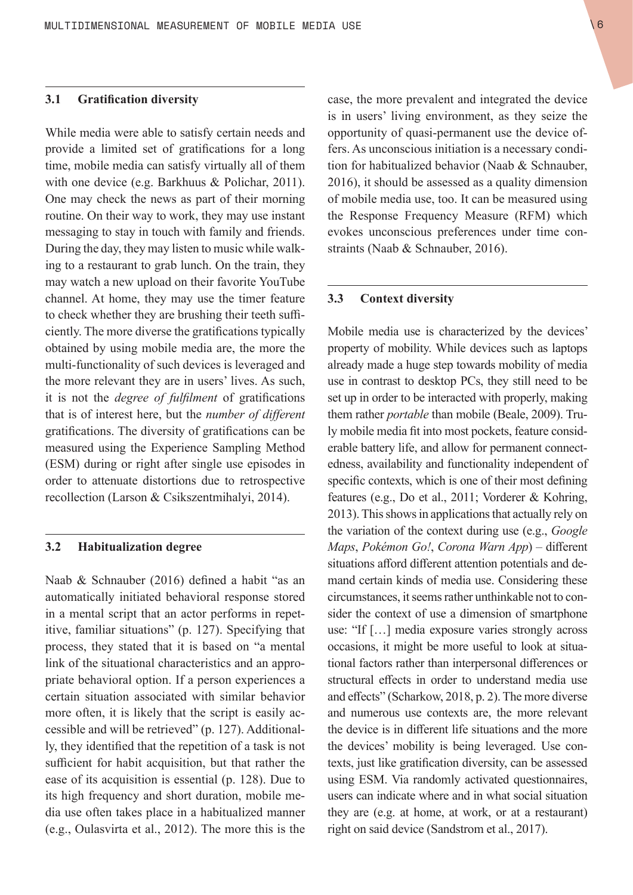### 3.1 Gratification diversity

While media were able to satisfy certain needs and provide a limited set of gratifications for a long time, mobile media can satisfy virtually all of them with one device (e.g. Barkhuus & Polichar, 2011). One may check the news as part of their morning routine. On their way to work, they may use instant messaging to stay in touch with family and friends. During the day, they may listen to music while walking to a restaurant to grab lunch. On the train, they may watch a new upload on their favorite YouTube channel. At home, they may use the timer feature to check whether they are brushing their teeth sufficiently. The more diverse the gratifications typically obtained by using mobile media are, the more the multi-functionality of such devices is leveraged and the more relevant they are in users' lives. As such, it is not the *degree of fulfilment* of gratifications that is of interest here, but the *number of different* gratifications. The diversity of gratifications can be measured using the Experience Sampling Method (ESM) during or right after single use episodes in order to attenuate distortions due to retrospective recollection (Larson & Csikszentmihalyi, 2014).

### 3.2 Habitualization degree

Naab & Schnauber (2016) defined a habit "as an automatically initiated behavioral response stored in a mental script that an actor performs in repetitive, familiar situations" (p. 127). Specifying that process, they stated that it is based on "a mental link of the situational characteristics and an appropriate behavioral option. If a person experiences a certain situation associated with similar behavior more often, it is likely that the script is easily accessible and will be retrieved" (p. 127). Additionally, they identified that the repetition of a task is not sufficient for habit acquisition, but that rather the ease of its acquisition is essential (p. 128). Due to its high frequency and short duration, mobile media use often takes place in a habitualized manner (e.g., Oulasvirta et al., 2012). The more this is the case, the more prevalent and integrated the device is in users' living environment, as they seize the opportunity of quasi-permanent use the device offers. As unconscious initiation is a necessary condition for habitualized behavior (Naab & Schnauber, 2016), it should be assessed as a quality dimension of mobile media use, too. It can be measured using the Response Frequency Measure (RFM) which evokes unconscious preferences under time constraints (Naab & Schnauber, 2016).

### 3.3 Context diversity

Mobile media use is characterized by the devices' property of mobility. While devices such as laptops already made a huge step towards mobility of media use in contrast to desktop PCs, they still need to be set up in order to be interacted with properly, making them rather *portable* than mobile (Beale, 2009). Truly mobile media fit into most pockets, feature considerable battery life, and allow for permanent connectedness, availability and functionality independent of specific contexts, which is one of their most defining features (e.g., Do et al., 2011; Vorderer & Kohring, 2013). This shows in applications that actually rely on the variation of the context during use (e.g., *Google Maps*, *Pokémon Go!*, *Corona Warn App*) – different situations afford different attention potentials and demand certain kinds of media use. Considering these circumstances, it seems rather unthinkable not to consider the context of use a dimension of smartphone use: "If […] media exposure varies strongly across occasions, it might be more useful to look at situational factors rather than interpersonal differences or structural effects in order to understand media use and effects" (Scharkow, 2018, p. 2). The more diverse and numerous use contexts are, the more relevant the device is in different life situations and the more the devices' mobility is being leveraged. Use contexts, just like gratification diversity, can be assessed using ESM. Via randomly activated questionnaires, users can indicate where and in what social situation they are (e.g. at home, at work, or at a restaurant) right on said device (Sandstrom et al., 2017).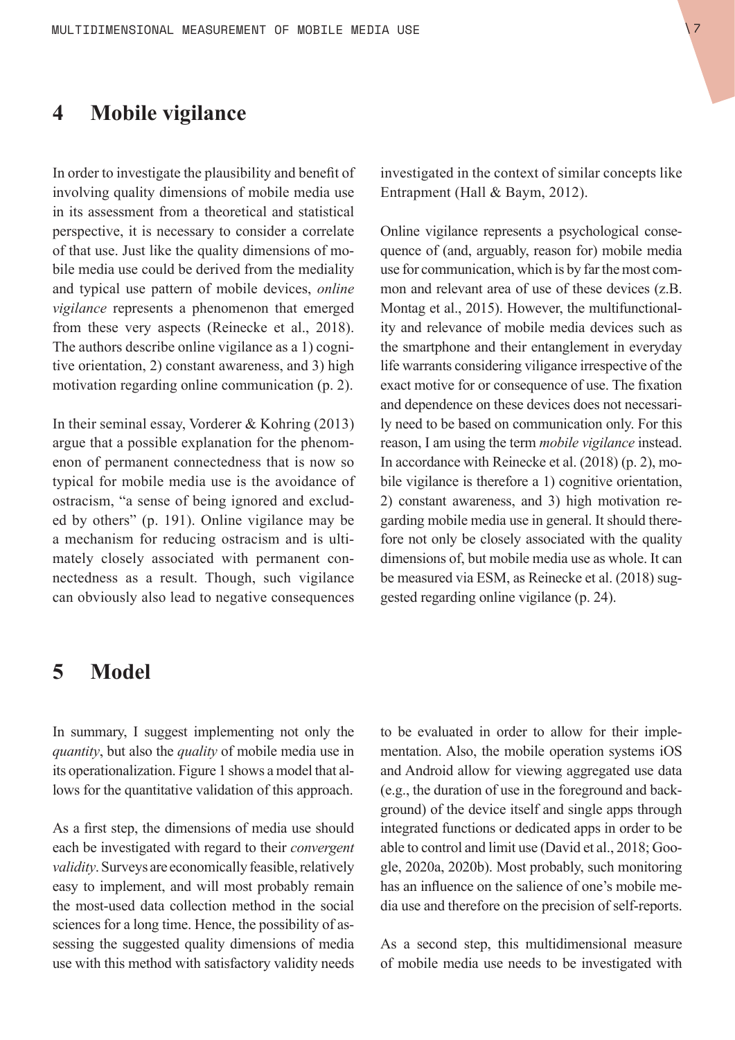## 4 Mobile vigilance

In order to investigate the plausibility and benefit of involving quality dimensions of mobile media use in its assessment from a theoretical and statistical perspective, it is necessary to consider a correlate of that use. Just like the quality dimensions of mobile media use could be derived from the mediality and typical use pattern of mobile devices, *online vigilance* represents a phenomenon that emerged from these very aspects (Reinecke et al., 2018). The authors describe online vigilance as a 1) cognitive orientation, 2) constant awareness, and 3) high motivation regarding online communication (p. 2).

In their seminal essay, Vorderer & Kohring (2013) argue that a possible explanation for the phenomenon of permanent connectedness that is now so typical for mobile media use is the avoidance of ostracism, "a sense of being ignored and excluded by others" (p. 191). Online vigilance may be a mechanism for reducing ostracism and is ultimately closely associated with permanent connectedness as a result. Though, such vigilance can obviously also lead to negative consequences investigated in the context of similar concepts like Entrapment (Hall & Baym, 2012).

Online vigilance represents a psychological consequence of (and, arguably, reason for) mobile media use for communication, which is by far the most common and relevant area of use of these devices (z.B. Montag et al., 2015). However, the multifunctionality and relevance of mobile media devices such as the smartphone and their entanglement in everyday life warrants considering viligance irrespective of the exact motive for or consequence of use. The fixation and dependence on these devices does not necessarily need to be based on communication only. For this reason, I am using the term *mobile vigilance* instead. In accordance with Reinecke et al. (2018) (p. 2), mobile vigilance is therefore a 1) cognitive orientation, 2) constant awareness, and 3) high motivation regarding mobile media use in general. It should therefore not only be closely associated with the quality dimensions of, but mobile media use as whole. It can be measured via ESM, as Reinecke et al. (2018) suggested regarding online vigilance (p. 24).

## 5 Model

In summary, I suggest implementing not only the *quantity*, but also the *quality* of mobile media use in its operationalization. Figure 1 shows a model that allows for the quantitative validation of this approach.

As a first step, the dimensions of media use should each be investigated with regard to their *convergent validity*. Surveys are economically feasible, relatively easy to implement, and will most probably remain the most-used data collection method in the social sciences for a long time. Hence, the possibility of assessing the suggested quality dimensions of media use with this method with satisfactory validity needs to be evaluated in order to allow for their implementation. Also, the mobile operation systems iOS and Android allow for viewing aggregated use data (e.g., the duration of use in the foreground and background) of the device itself and single apps through integrated functions or dedicated apps in order to be able to control and limit use (David et al., 2018; Google, 2020a, 2020b). Most probably, such monitoring has an influence on the salience of one's mobile media use and therefore on the precision of self-reports.

As a second step, this multidimensional measure of mobile media use needs to be investigated with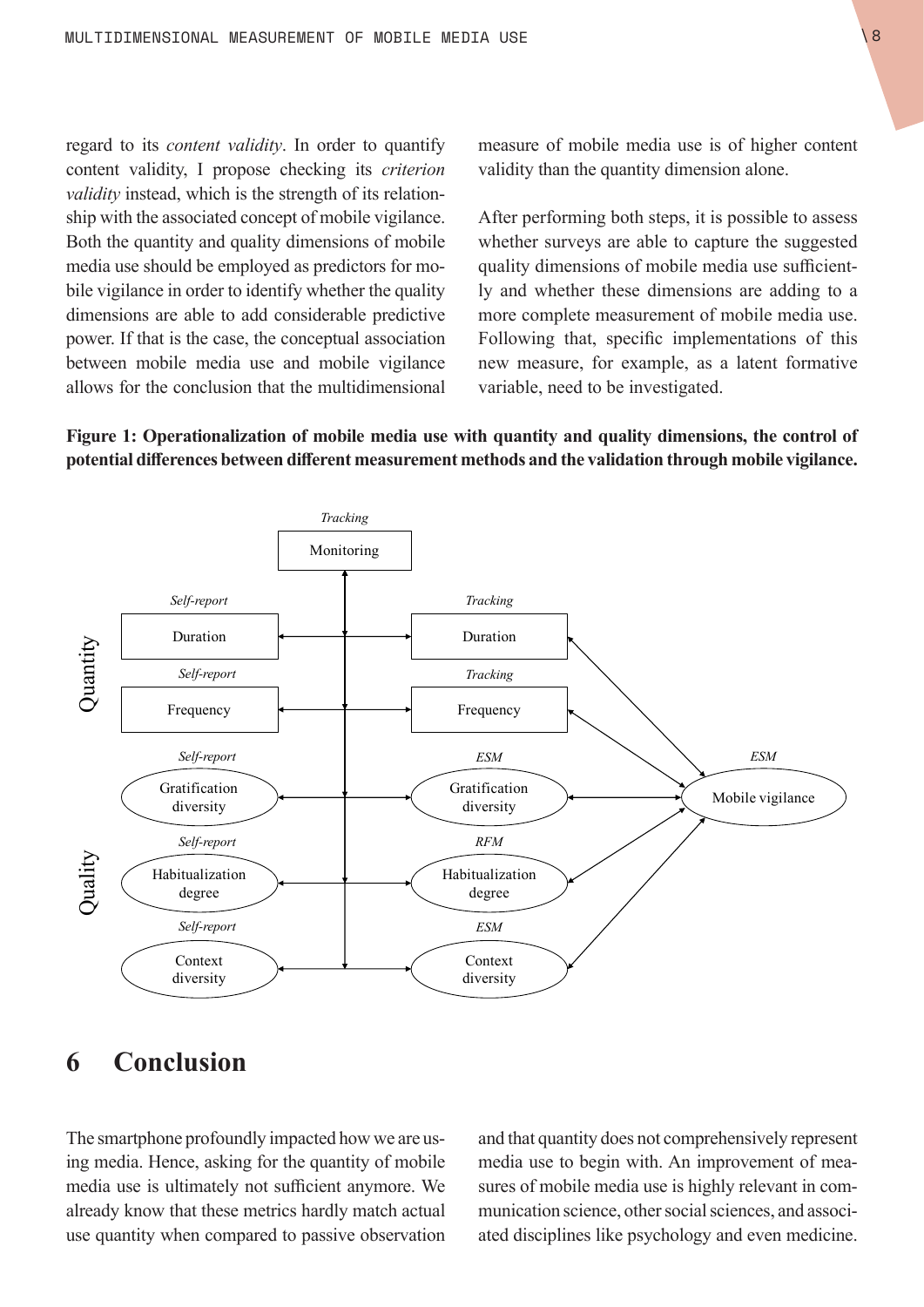regard to its *content validity*. In order to quantify content validity, I propose checking its *criterion validity* instead, which is the strength of its relationship with the associated concept of mobile vigilance. Both the quantity and quality dimensions of mobile media use should be employed as predictors for mobile vigilance in order to identify whether the quality dimensions are able to add considerable predictive power. If that is the case, the conceptual association between mobile media use and mobile vigilance allows for the conclusion that the multidimensional measure of mobile media use is of higher content validity than the quantity dimension alone.

After performing both steps, it is possible to assess whether surveys are able to capture the suggested quality dimensions of mobile media use sufficiently and whether these dimensions are adding to a more complete measurement of mobile media use. Following that, specific implementations of this new measure, for example, as a latent formative variable, need to be investigated.

**Figure 1: Operationalization of mobile media use with quantity and quality dimensions, the control of potential differences between different measurement methods and the validation through mobile vigilance.**

## 6 Conclusion

The smartphone profoundly impacted how we are using media. Hence, asking for the quantity of mobile media use is ultimately not sufficient anymore. We already know that these metrics hardly match actual use quantity when compared to passive observation and that quantity does not comprehensively represent media use to begin with. An improvement of measures of mobile media use is highly relevant in communication science, other social sciences, and associated disciplines like psychology and even medicine.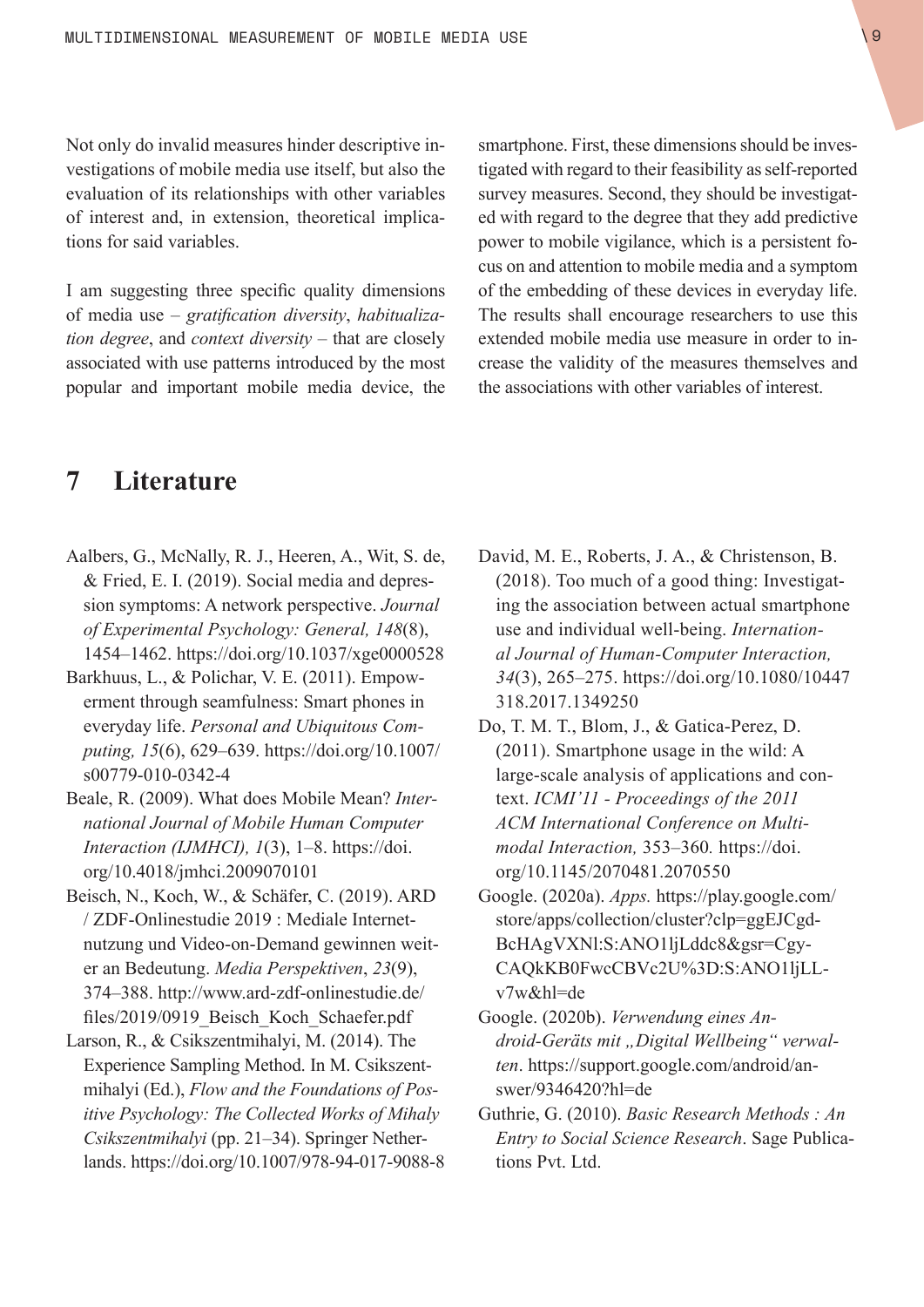Not only do invalid measures hinder descriptive investigations of mobile media use itself, but also the evaluation of its relationships with other variables of interest and, in extension, theoretical implications for said variables.

I am suggesting three specific quality dimensions of media use – *gratification diversity*, *habitualization degree*, and *context diversity* – that are closely associated with use patterns introduced by the most popular and important mobile media device, the smartphone. First, these dimensions should be investigated with regard to their feasibility as self-reported survey measures. Second, they should be investigated with regard to the degree that they add predictive power to mobile vigilance, which is a persistent focus on and attention to mobile media and a symptom of the embedding of these devices in everyday life. The results shall encourage researchers to use this extended mobile media use measure in order to increase the validity of the measures themselves and the associations with other variables of interest.

# 7 Literature

Aalbers, G., McNally, R. J., Heeren, A., Wit, S. de, & Fried, E. I. (2019). Social media and depression symptoms: A network perspective. *Journal of Experimental Psychology: General, 148*(8), 1454–1462. https://doi.org/10.1037/xge0000528

Barkhuus, L., & Polichar, V. E. (2011). Empowerment through seamfulness: Smart phones in everyday life. *Personal and Ubiquitous Computing, 15*(6), 629–639. https://doi.org/10.1007/s00779-010-0342-4

Beale, R. (2009). What does Mobile Mean? *International Journal of Mobile Human Computer Interaction (IJMHCI), 1*(3), 1–8. https://doi.org/10.4018/jmhci.2009070101

Beisch, N., Koch, W., & Schäfer, C. (2019). ARD / ZDF-Onlinestudie 2019 : Mediale Internetnutzung und Video-on-Demand gewinnen weiter an Bedeutung. *Media Perspektiven*, *23*(9), 374–388. http://www.ard-zdf-onlinestudie.de/files/2019/0919_Beisch_Koch_Schaefer.pdf

Larson, R., & Csikszentmihalyi, M. (2014). The Experience Sampling Method. In M. Csikszentmihalyi (Ed.), *Flow and the Foundations of Positive Psychology: The Collected Works of Mihaly Csikszentmihalyi* (pp. 21–34). Springer Netherlands. https://doi.org/10.1007/978-94-017-9088-8

David, M. E., Roberts, J. A., & Christenson, B. (2018). Too much of a good thing: Investigating the association between actual smartphone use and individual well-being. *International Journal of Human-Computer Interaction, 34*(3), 265–275. https://doi.org/10.1080/10447318.2017.1349250

Do, T. M. T., Blom, J., & Gatica-Perez, D. (2011). Smartphone usage in the wild: A large-scale analysis of applications and context. *ICMI'11 - Proceedings of the 2011 ACM International Conference on Multimodal Interaction,* 353–360*.* https://doi.org/10.1145/2070481.2070550

Google. (2020a). *Apps.* https://play.google.com/store/apps/collection/cluster?clp=ggEJCgdBcHAgVXNl:S:ANO1ljLddc8&gsr=CgyCAQkKB0FwcCBVc2U%3D:S:ANO1ljLLv7w&hl=de

Google. (2020b). *Verwendung eines Android-Geräts mit „Digital Wellbeing" verwalten*. https://support.google.com/android/answer/9346420?hl=de

Guthrie, G. (2010). *Basic Research Methods : An Entry to Social Science Research*. Sage Publications Pvt. Ltd.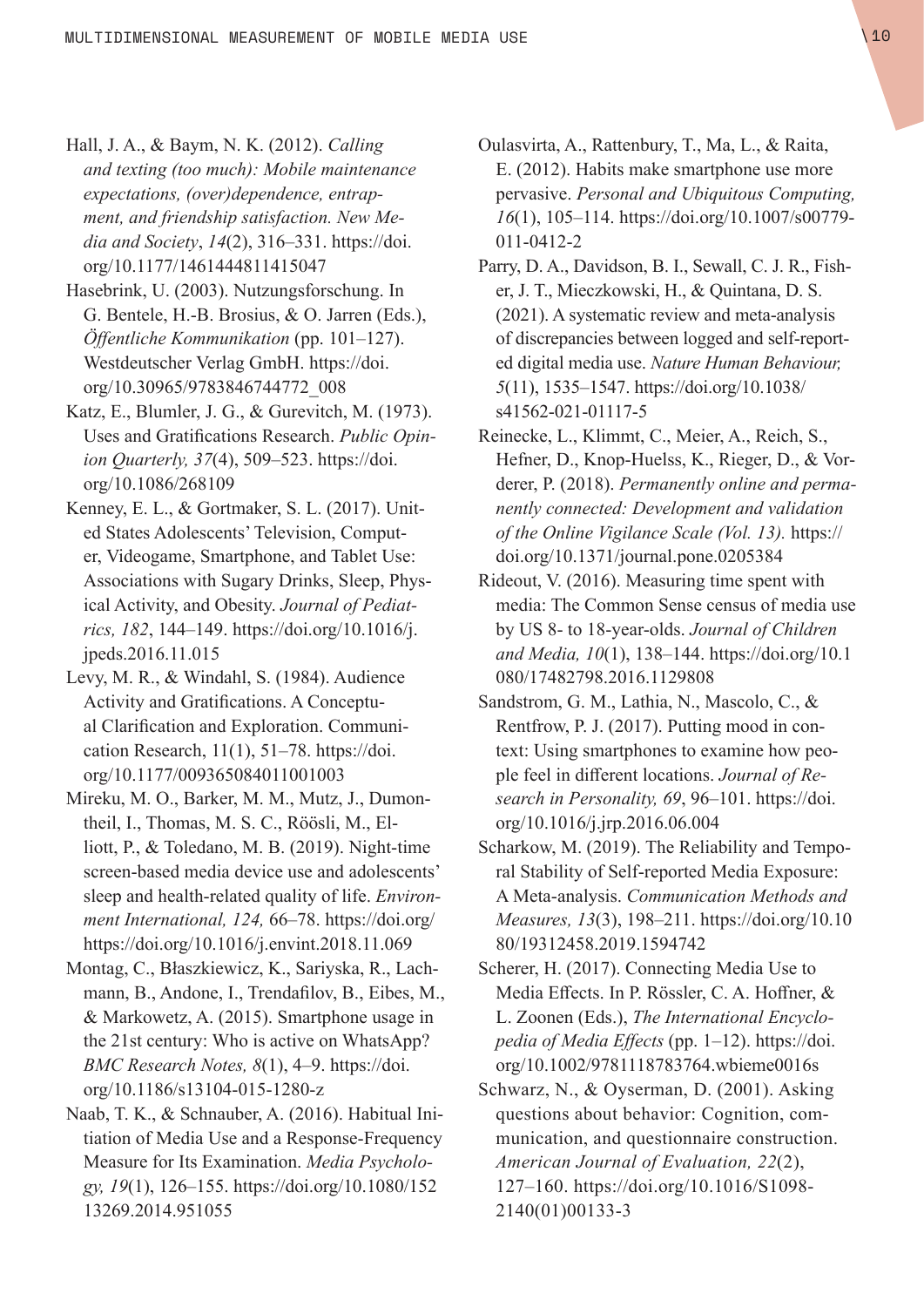Hall, J. A., & Baym, N. K. (2012). *Calling and texting (too much): Mobile maintenance expectations, (over)dependence, entrapment, and friendship satisfaction. New Media and Society*, *14*(2), 316–331. https://doi.org/10.1177/1461444811415047

Hasebrink, U. (2003). Nutzungsforschung. In G. Bentele, H.-B. Brosius, & O. Jarren (Eds.), *Öffentliche Kommunikation* (pp. 101–127). Westdeutscher Verlag GmbH. https://doi.org/10.30965/9783846744772_008

Katz, E., Blumler, J. G., & Gurevitch, M. (1973). Uses and Gratifications Research. *Public Opinion Quarterly, 37*(4), 509–523. https://doi.org/10.1086/268109

Kenney, E. L., & Gortmaker, S. L. (2017). United States Adolescents' Television, Computer, Videogame, Smartphone, and Tablet Use: Associations with Sugary Drinks, Sleep, Physical Activity, and Obesity. *Journal of Pediatrics, 182*, 144–149. https://doi.org/10.1016/j.jpeds.2016.11.015

Levy, M. R., & Windahl, S. (1984). Audience Activity and Gratifications. A Conceptual Clarification and Exploration. Communication Research, 11(1), 51–78. https://doi.org/10.1177/009365084011001003

Mireku, M. O., Barker, M. M., Mutz, J., Dumontheil, I., Thomas, M. S. C., Röösli, M., Elliott, P., & Toledano, M. B. (2019). Night-time screen-based media device use and adolescents' sleep and health-related quality of life. *Environment International, 124,* 66–78. https://doi.org/https://doi.org/10.1016/j.envint.2018.11.069

Montag, C., Błaszkiewicz, K., Sariyska, R., Lachmann, B., Andone, I., Trendafilov, B., Eibes, M., & Markowetz, A. (2015). Smartphone usage in the 21st century: Who is active on WhatsApp? *BMC Research Notes, 8*(1), 4–9. https://doi.org/10.1186/s13104-015-1280-z

Naab, T. K., & Schnauber, A. (2016). Habitual Initiation of Media Use and a Response-Frequency Measure for Its Examination. *Media Psychology, 19*(1), 126–155. https://doi.org/10.1080/15213269.2014.951055

Oulasvirta, A., Rattenbury, T., Ma, L., & Raita, E. (2012). Habits make smartphone use more pervasive. *Personal and Ubiquitous Computing, 16*(1), 105–114. https://doi.org/10.1007/s00779-011-0412-2

Parry, D. A., Davidson, B. I., Sewall, C. J. R., Fisher, J. T., Mieczkowski, H., & Quintana, D. S. (2021). A systematic review and meta-analysis of discrepancies between logged and self-reported digital media use. *Nature Human Behaviour, 5*(11), 1535–1547. https://doi.org/10.1038/s41562-021-01117-5

Reinecke, L., Klimmt, C., Meier, A., Reich, S., Hefner, D., Knop-Huelss, K., Rieger, D., & Vorderer, P. (2018). *Permanently online and permanently connected: Development and validation of the Online Vigilance Scale (Vol. 13).* https://doi.org/10.1371/journal.pone.0205384

Rideout, V. (2016). Measuring time spent with media: The Common Sense census of media use by US 8- to 18-year-olds. *Journal of Children and Media, 10*(1), 138–144. https://doi.org/10.1080/17482798.2016.1129808

Sandstrom, G. M., Lathia, N., Mascolo, C., & Rentfrow, P. J. (2017). Putting mood in context: Using smartphones to examine how people feel in different locations. *Journal of Research in Personality, 69*, 96–101. https://doi.org/10.1016/j.jrp.2016.06.004

Scharkow, M. (2019). The Reliability and Temporal Stability of Self-reported Media Exposure: A Meta-analysis. *Communication Methods and Measures, 13*(3), 198–211. https://doi.org/10.1080/19312458.2019.1594742

Scherer, H. (2017). Connecting Media Use to Media Effects. In P. Rössler, C. A. Hoffner, & L. Zoonen (Eds.), *The International Encyclopedia of Media Effects* (pp. 1–12). https://doi.org/10.1002/9781118783764.wbieme0016s

Schwarz, N., & Oyserman, D. (2001). Asking questions about behavior: Cognition, communication, and questionnaire construction. *American Journal of Evaluation, 22*(2), 127–160. https://doi.org/10.1016/S1098-2140(01)00133-3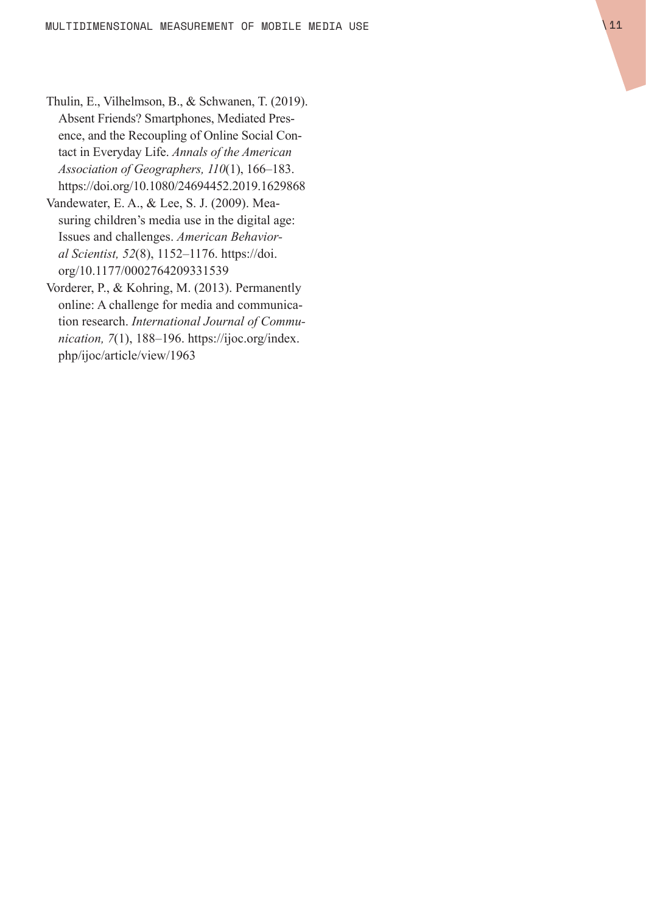Thulin, E., Vilhelmson, B., & Schwanen, T. (2019). Absent Friends? Smartphones, Mediated Presence, and the Recoupling of Online Social Contact in Everyday Life. *Annals of the American Association of Geographers, 110*(1), 166–183. https://doi.org/10.1080/24694452.2019.1629868

Vandewater, E. A., & Lee, S. J. (2009). Measuring children's media use in the digital age: Issues and challenges. *American Behavioral Scientist, 52*(8), 1152–1176. https://doi.org/10.1177/0002764209331539

Vorderer, P., & Kohring, M. (2013). Permanently online: A challenge for media and communication research. *International Journal of Communication, 7*(1), 188–196. https://ijoc.org/index.php/ijoc/article/view/1963